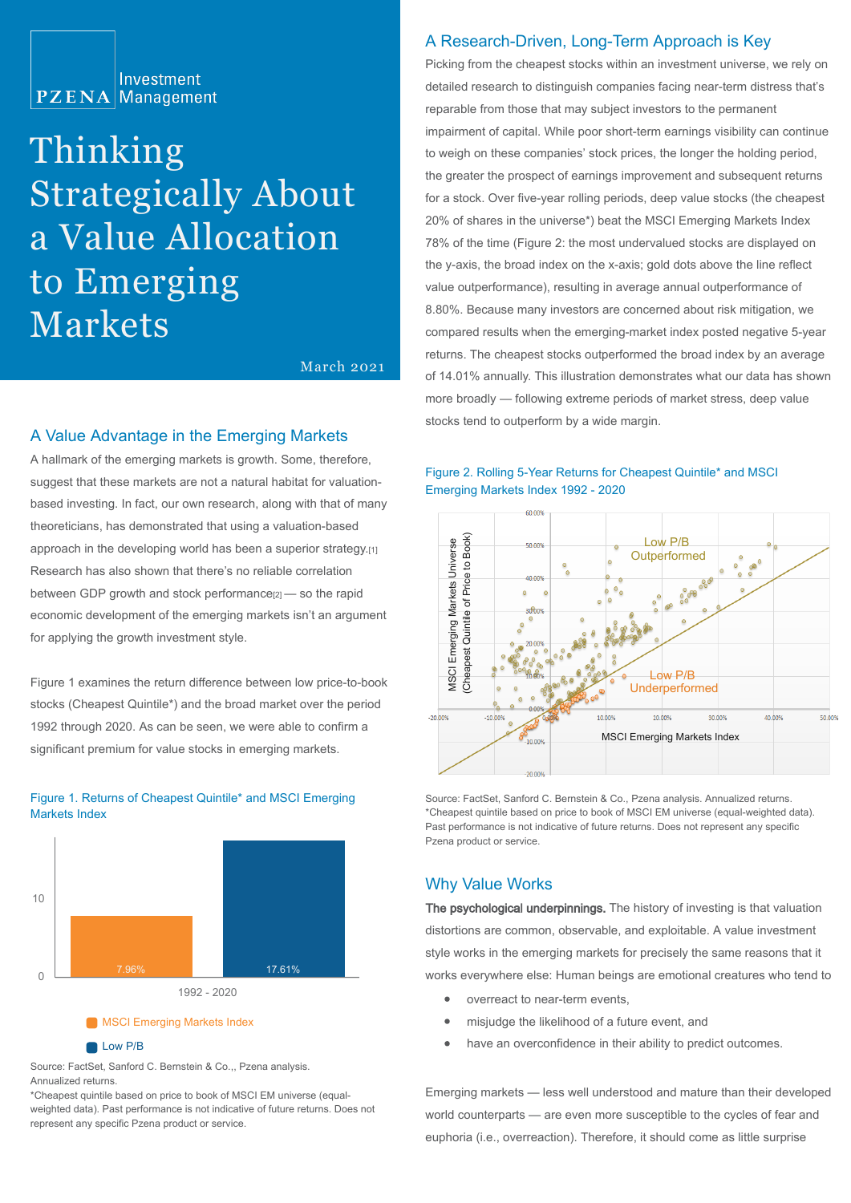PZENA Investment Management

# Thinking Strategically About a Value Allocation to Emerging Markets

March 2021

## A Value Advantage in the Emerging Markets

A hallmark of the emerging markets is growth. Some, therefore, suggest that these markets are not a natural habitat for valuation-based investing. In fact, our own research, along with that of many theoreticians, has demonstrated that using a valuation-based approach in the developing world has been a superior strategy.[1] Research has also shown that there's no reliable correlation between GDP growth and stock performance[2] — so the rapid economic development of the emerging markets isn't an argument for applying the growth investment style.

Figure 1 examines the return difference between low price-to-book stocks (Cheapest Quintile*) and the broad market over the period 1992 through 2020. As can be seen, we were able to confirm a significant premium for value stocks in emerging markets.

Figure 1. Returns of Cheapest Quintile* and MSCI Emerging Markets Index

| 1992 - 2020 | Return |
|---|---|
| MSCI Emerging Markets Index | 7.96% |
| Low P/B | 17.61% |

Source: FactSet, Sanford C. Bernstein & Co.,, Pzena analysis. Annualized returns.
*Cheapest quintile based on price to book of MSCI EM universe (equal-weighted data). Past performance is not indicative of future returns. Does not represent any specific Pzena product or service.

## A Research-Driven, Long-Term Approach is Key

Picking from the cheapest stocks within an investment universe, we rely on detailed research to distinguish companies facing near-term distress that's reparable from those that may subject investors to the permanent impairment of capital. While poor short-term earnings visibility can continue to weigh on these companies' stock prices, the longer the holding period, the greater the prospect of earnings improvement and subsequent returns for a stock. Over five-year rolling periods, deep value stocks (the cheapest 20% of shares in the universe*) beat the MSCI Emerging Markets Index 78% of the time (Figure 2: the most undervalued stocks are displayed on the y-axis, the broad index on the x-axis; gold dots above the line reflect value outperformance), resulting in average annual outperformance of 8.80%. Because many investors are concerned about risk mitigation, we compared results when the emerging-market index posted negative 5-year returns. The cheapest stocks outperformed the broad index by an average of 14.01% annually. This illustration demonstrates what our data has shown more broadly — following extreme periods of market stress, deep value stocks tend to outperform by a wide margin.

Figure 2. Rolling 5-Year Returns for Cheapest Quintile* and MSCI Emerging Markets Index 1992 - 2020

Source: FactSet, Sanford C. Bernstein & Co., Pzena analysis. Annualized returns.
*Cheapest quintile based on price to book of MSCI EM universe (equal-weighted data).
Past performance is not indicative of future returns. Does not represent any specific Pzena product or service.

## Why Value Works

**The psychological underpinnings.** The history of investing is that valuation distortions are common, observable, and exploitable. A value investment style works in the emerging markets for precisely the same reasons that it works everywhere else: Human beings are emotional creatures who tend to

- overreact to near-term events,
- misjudge the likelihood of a future event, and
- have an overconfidence in their ability to predict outcomes.

Emerging markets — less well understood and mature than their developed world counterparts — are even more susceptible to the cycles of fear and euphoria (i.e., overreaction). Therefore, it should come as little surprise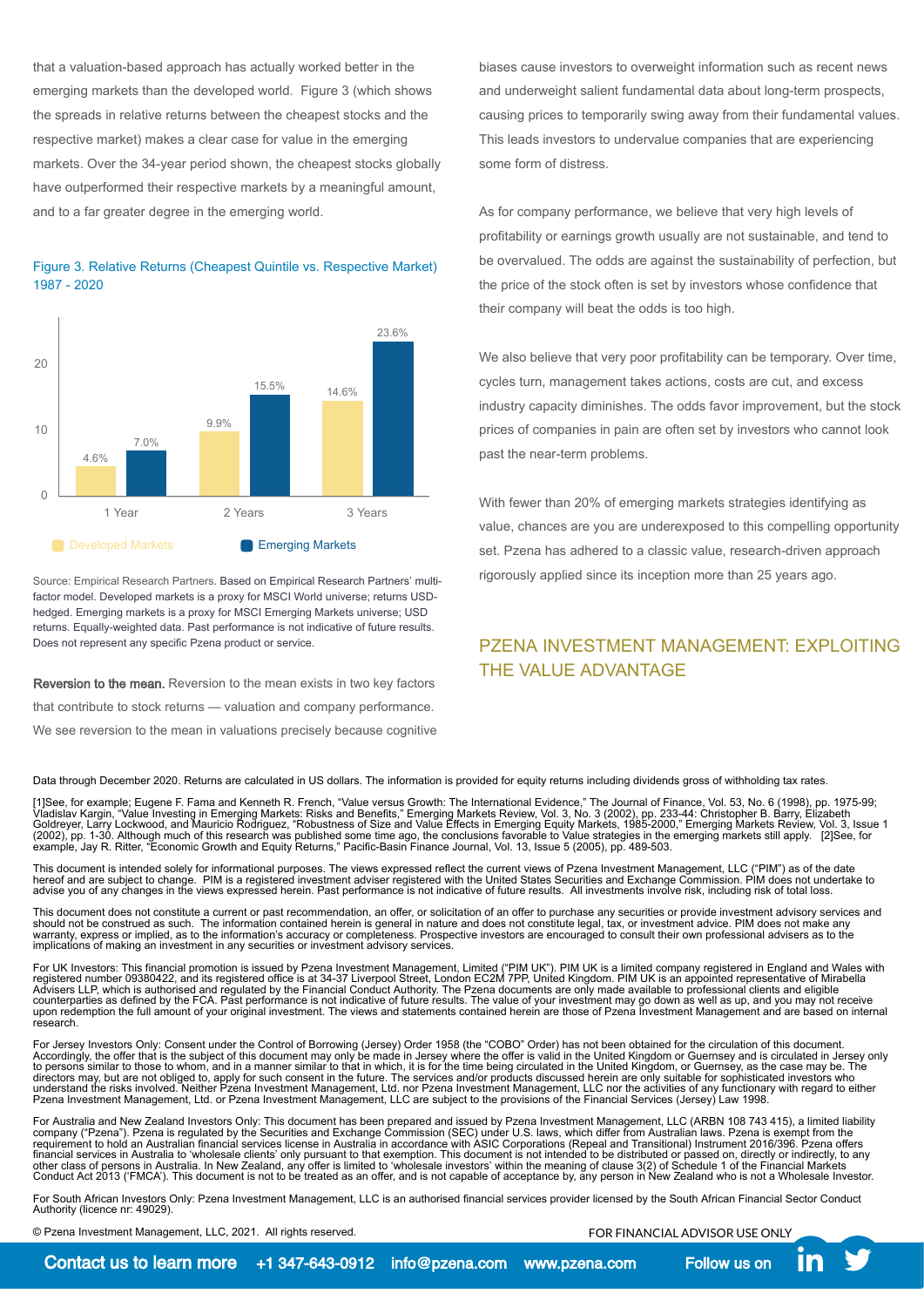that a valuation-based approach has actually worked better in the emerging markets than the developed world. Figure 3 (which shows the spreads in relative returns between the cheapest stocks and the respective market) makes a clear case for value in the emerging markets. Over the 34-year period shown, the cheapest stocks globally have outperformed their respective markets by a meaningful amount, and to a far greater degree in the emerging world.

Figure 3. Relative Returns (Cheapest Quintile vs. Respective Market) 1987 - 2020

20
10
0

4.6%
7.0%
1 Year

9.9%
15.5%
2 Years

14.6%
23.6%
3 Years

Developed Markets
Emerging Markets

Source: Empirical Research Partners. Based on Empirical Research Partners' multi-factor model. Developed markets is a proxy for MSCI World universe; returns USD-hedged. Emerging markets is a proxy for MSCI Emerging Markets universe; USD returns. Equally-weighted data. Past performance is not indicative of future results. Does not represent any specific Pzena product or service.

**Reversion to the mean.** Reversion to the mean exists in two key factors that contribute to stock returns — valuation and company performance. We see reversion to the mean in valuations precisely because cognitive biases cause investors to overweight information such as recent news and underweight salient fundamental data about long-term prospects, causing prices to temporarily swing away from their fundamental values. This leads investors to undervalue companies that are experiencing some form of distress.

As for company performance, we believe that very high levels of profitability or earnings growth usually are not sustainable, and tend to be overvalued. The odds are against the sustainability of perfection, but the price of the stock often is set by investors whose confidence that their company will beat the odds is too high.

We also believe that very poor profitability can be temporary. Over time, cycles turn, management takes actions, costs are cut, and excess industry capacity diminishes. The odds favor improvement, but the stock prices of companies in pain are often set by investors who cannot look past the near-term problems.

With fewer than 20% of emerging markets strategies identifying as value, chances are you are underexposed to this compelling opportunity set. Pzena has adhered to a classic value, research-driven approach rigorously applied since its inception more than 25 years ago.

## PZENA INVESTMENT MANAGEMENT: EXPLOITING THE VALUE ADVANTAGE

Data through December 2020. Returns are calculated in US dollars. The information is provided for equity returns including dividends gross of withholding tax rates.

[1]See, for example; Eugene F. Fama and Kenneth R. French, "Value versus Growth: The International Evidence," The Journal of Finance, Vol. 53, No. 6 (1998), pp. 1975-99; Vladislav Kargin, "Value Investing in Emerging Markets: Risks and Benefits," Emerging Markets Review, Vol. 3, No. 3 (2002), pp. 233-44: Christopher B. Barry, Elizabeth Goldreyer, Larry Lockwood, and Mauricio Rodriguez, "Robustness of Size and Value Effects in Emerging Equity Markets, 1985-2000," Emerging Markets Review, Vol. 3, Issue 1 (2002), pp. 1-30. Although much of this research was published some time ago, the conclusions favorable to Value strategies in the emerging markets still apply. [2]See, for example, Jay R. Ritter, "Economic Growth and Equity Returns," Pacific-Basin Finance Journal, Vol. 13, Issue 5 (2005), pp. 489-503.

This document is intended solely for informational purposes. The views expressed reflect the current views of Pzena Investment Management, LLC ("PIM") as of the date hereof and are subject to change. PIM is a registered investment adviser registered with the United States Securities and Exchange Commission. PIM does not undertake to advise you of any changes in the views expressed herein. Past performance is not indicative of future results. All investments involve risk, including risk of total loss.

This document does not constitute a current or past recommendation, an offer, or solicitation of an offer to purchase any securities or provide investment advisory services and should not be construed as such. The information contained herein is general in nature and does not constitute legal, tax, or investment advice. PIM does not make any warranty, express or implied, as to the information's accuracy or completeness. Prospective investors are encouraged to consult their own professional advisers as to the implications of making an investment in any securities or investment advisory services.

For UK Investors: This financial promotion is issued by Pzena Investment Management, Limited ("PIM UK"). PIM UK is a limited company registered in England and Wales with registered number 09380422, and its registered office is at 34-37 Liverpool Street, London EC2M 7PP, United Kingdom. PIM UK is an appointed representative of Mirabella Advisers LLP, which is authorised and regulated by the Financial Conduct Authority. The Pzena documents are only made available to professional clients and eligible counterparties as defined by the FCA. Past performance is not indicative of future results. The value of your investment may go down as well as up, and you may not receive upon redemption the full amount of your original investment. The views and statements contained herein are those of Pzena Investment Management and are based on internal research.

For Jersey Investors Only: Consent under the Control of Borrowing (Jersey) Order 1958 (the "COBO" Order) has not been obtained for the circulation of this document. Accordingly, the offer that is the subject of this document may only be made in Jersey where the offer is valid in the United Kingdom or Guernsey and is circulated in Jersey only to persons similar to those to whom, and in a manner similar to that in which, it is for the time being circulated in the United Kingdom, or Guernsey, as the case may be. The directors may, but are not obliged to, apply for such consent in the future. The services and/or products discussed herein are only suitable for sophisticated investors who understand the risks involved. Neither Pzena Investment Management, Ltd. nor Pzena Investment Management, LLC nor the activities of any functionary with regard to either Pzena Investment Management, Ltd. or Pzena Investment Management, LLC are subject to the provisions of the Financial Services (Jersey) Law 1998.

For Australia and New Zealand Investors Only: This document has been prepared and issued by Pzena Investment Management, LLC (ARBN 108 743 415), a limited liability company ("Pzena"). Pzena is regulated by the Securities and Exchange Commission (SEC) under U.S. laws, which differ from Australian laws. Pzena is exempt from the requirement to hold an Australian financial services license in Australia in accordance with ASIC Corporations (Repeal and Transitional) Instrument 2016/396. Pzena offers financial services in Australia to 'wholesale clients' only pursuant to that exemption. This document is not intended to be distributed or passed on, directly or indirectly, to any other class of persons in Australia. In New Zealand, any offer is limited to 'wholesale investors' within the meaning of clause 3(2) of Schedule 1 of the Financial Markets Conduct Act 2013 ('FMCA'). This document is not to be treated as an offer, and is not capable of acceptance by, any person in New Zealand who is not a Wholesale Investor.

For South African Investors Only: Pzena Investment Management, LLC is an authorised financial services provider licensed by the South African Financial Sector Conduct Authority (licence nr: 49029).

© Pzena Investment Management, LLC, 2021. All rights reserved.

FOR FINANCIAL ADVISOR USE ONLY

**Contact us to learn more** +1 347-643-0912 info@pzena.com www.pzena.com **Follow us on**